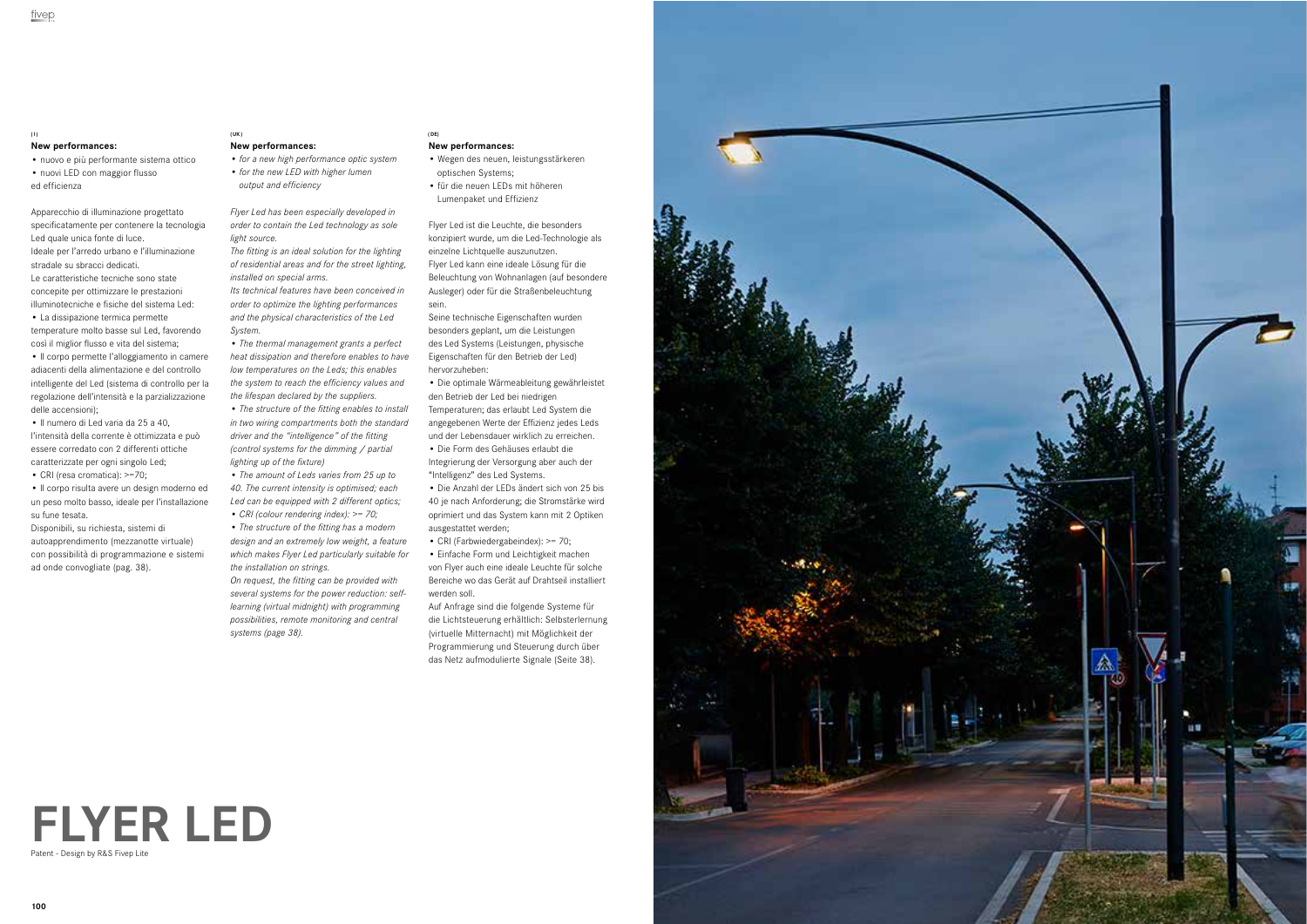# FLYER LED

Patent - Design by R&S Fivep Lite

(I)

**New performances:**

- nuovo e più performante sistema ottico
- nuovi LED con maggior flusso ed efficienza

Apparecchio di illuminazione progettato specificatamente per contenere la tecnologia Led quale unica fonte di luce.
Ideale per l'arredo urbano e l'illuminazione stradale su sbracci dedicati.
Le caratteristiche tecniche sono state concepite per ottimizzare le prestazioni illuminotecniche e fisiche del sistema Led:

- La dissipazione termica permette temperature molto basse sul Led, favorendo così il miglior flusso e vita del sistema;
- Il corpo permette l'alloggiamento in camere adiacenti della alimentazione e del controllo intelligente del Led (sistema di controllo per la regolazione dell'intensità e la parzializzazione delle accensioni);
- Il numero di Led varia da 25 a 40, l'intensità della corrente è ottimizzata e può essere corredato con 2 differenti ottiche caratterizzate per ogni singolo Led;
- CRI (resa cromatica): >=70;
- Il corpo risulta avere un design moderno ed un peso molto basso, ideale per l'installazione su fune tesata.

Disponibili, su richiesta, sistemi di autoapprendimento (mezzanotte virtuale) con possibilità di programmazione e sistemi ad onde convogliate (pag. 38).

(UK)

**New performances:**

- *for a new high performance optic system*
- *for the new LED with higher lumen output and efficiency*

*Flyer Led has been especially developed in order to contain the Led technology as sole light source.*
*The fitting is an ideal solution for the lighting of residential areas and for the street lighting, installed on special arms.*
*Its technical features have been conceived in order to optimize the lighting performances and the physical characteristics of the Led System.*

- *The thermal management grants a perfect heat dissipation and therefore enables to have low temperatures on the Leds; this enables the system to reach the efficiency values and the lifespan declared by the suppliers.*
- *The structure of the fitting enables to install in two wiring compartments both the standard driver and the "intelligence" of the fitting (control systems for the dimming / partial lighting up of the fixture)*
- *The amount of Leds varies from 25 up to 40. The current intensity is optimised; each Led can be equipped with 2 different optics;*
- *CRI (colour rendering index): >= 70;*
- *The structure of the fitting has a modern design and an extremely low weight, a feature which makes Flyer Led particularly suitable for the installation on strings.*

*On request, the fitting can be provided with several systems for the power reduction: self-learning (virtual midnight) with programming possibilities, remote monitoring and central systems (page 38).*

(DE)

**New performances:**

- Wegen des neuen, leistungsstärkeren optischen Systems;
- für die neuen LEDs mit höheren Lumenpaket und Effizienz

Flyer Led ist die Leuchte, die besonders konzipiert wurde, um die Led-Technologie als einzelne Lichtquelle auszunutzen.
Flyer Led kann eine ideale Lösung für die Beleuchtung von Wohnanlagen (auf besondere Ausleger) oder für die Straßenbeleuchtung sein.
Seine technische Eigenschaften wurden besonders geplant, um die Leistungen des Led Systems (Leistungen, physische Eigenschaften für den Betrieb der Led) hervorzuheben:

- Die optimale Wärmeableitung gewährleistet den Betrieb der Led bei niedrigen Temperaturen; das erlaubt Led System die angegebenen Werte der Effizienz jedes Leds und der Lebensdauer wirklich zu erreichen.
- Die Form des Gehäuses erlaubt die Integrierung der Versorgung aber auch der "Intelligenz" des Led Systems.
- Die Anzahl der LEDs ändert sich von 25 bis 40 je nach Anforderung; die Stromstärke wird oprimiert und das System kann mit 2 Optiken ausgestattet werden;
- CRI (Farbwiedergabeindex): >= 70;
- Einfache Form und Leichtigkeit machen von Flyer auch eine ideale Leuchte für solche Bereiche wo das Gerät auf Drahtseil installiert werden soll.

Auf Anfrage sind die folgende Systeme für die Lichtsteuerung erhältlich: Selbsterlernung (virtuelle Mitternacht) mit Möglichkeit der Programmierung und Steuerung durch über das Netz aufmodulierte Signale (Seite 38).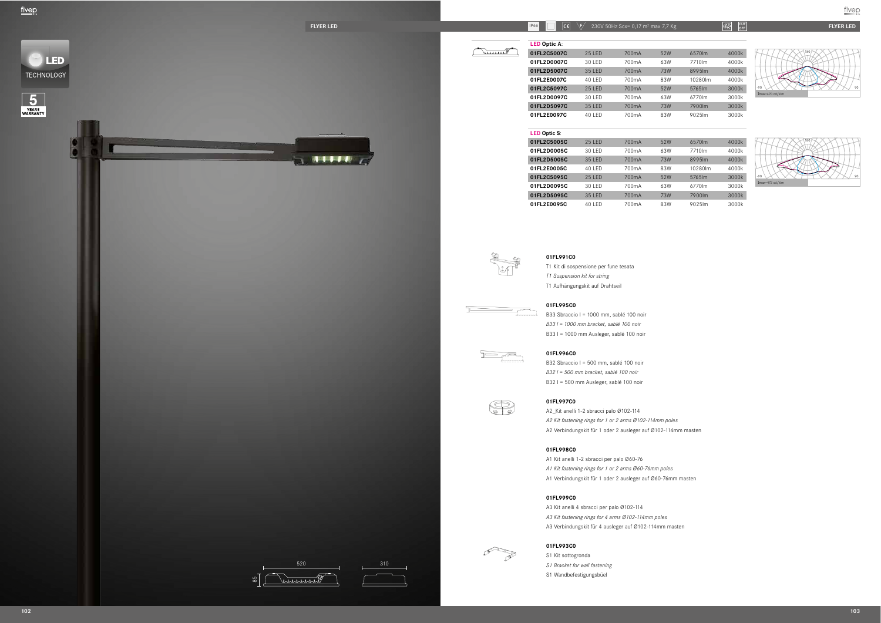## FLYER LED

IP66 | CE | 230V 50Hz Scx= 0,17 m² max 7,7 Kg

**LED Optic A**:

| | | | | | |
|---|---|---|---|---|---|
| **01FL2C5007C** | 25 LED | 700mA | 52W | 6570lm | 4000k |
| **01FL2D0007C** | 30 LED | 700mA | 63W | 7710lm | 4000k |
| **01FL2D5007C** | 35 LED | 700mA | 73W | 8995lm | 4000k |
| **01FL2E0007C** | 40 LED | 700mA | 83W | 10280lm | 4000k |
| **01FL2C5097C** | 25 LED | 700mA | 52W | 5765lm | 3000k |
| **01FL2D0097C** | 30 LED | 700mA | 63W | 6770lm | 3000k |
| **01FL2D5097C** | 35 LED | 700mA | 73W | 7900lm | 3000k |
| **01FL2E0097C** | 40 LED | 700mA | 83W | 9025lm | 3000k |

Imax=470 cd/klm

**LED Optic S**:

| | | | | | |
|---|---|---|---|---|---|
| **01FL2C5005C** | 25 LED | 700mA | 52W | 6570lm | 4000k |
| **01FL2D0005C** | 30 LED | 700mA | 63W | 7710lm | 4000k |
| **01FL2D5005C** | 35 LED | 700mA | 73W | 8995lm | 4000k |
| **01FL2E0005C** | 40 LED | 700mA | 83W | 10280lm | 4000k |
| **01FL2C5095C** | 25 LED | 700mA | 52W | 5765lm | 3000k |
| **01FL2D0095C** | 30 LED | 700mA | 63W | 6770lm | 3000k |
| **01FL2D5095C** | 35 LED | 700mA | 73W | 7900lm | 3000k |
| **01FL2E0095C** | 40 LED | 700mA | 83W | 9025lm | 3000k |

Imax=472 cd/klm

**01FL991C0**
T1 Kit di sospensione per fune tesata
*T1 Suspension kit for string*
T1 Aufhängungskit auf Drahtseil

**01FL995C0**
B33 Sbraccio l = 1000 mm, sablé 100 noir
*B33 l = 1000 mm bracket, sablé 100 noir*
B33 l = 1000 mm Ausleger, sablé 100 noir

**01FL996C0**
B32 Sbraccio l = 500 mm, sablé 100 noir
*B32 l = 500 mm bracket, sablé 100 noir*
B32 l = 500 mm Ausleger, sablé 100 noir

**01FL997C0**
A2_Kit anelli 1-2 sbracci palo Ø102-114
*A2 Kit fastening rings for 1 or 2 arms Ø102-114mm poles*
A2 Verbindungskit für 1 oder 2 ausleger auf Ø102-114mm masten

**01FL998C0**
A1 Kit anelli 1-2 sbracci per palo Ø60-76
*A1 Kit fastening rings for 1 or 2 arms Ø60-76mm poles*
A1 Verbindungskit für 1 oder 2 ausleger auf Ø60-76mm masten

**01FL999C0**
A3 Kit anelli 4 sbracci per palo Ø102-114
*A3 Kit fastening rings for 4 arms Ø102-114mm poles*
A3 Verbindungskit für 4 ausleger auf Ø102-114mm masten

**01FL993C0**
S1 Kit sottogronda
*S1 Bracket for wall fastening*
S1 Wandbefestigungsbüel

520 | 310 | 85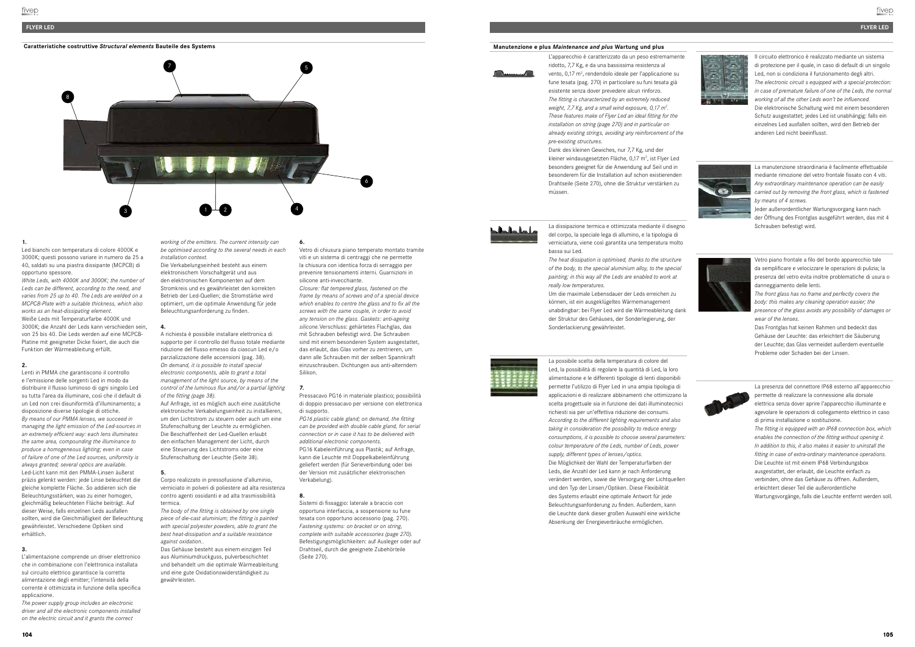## Caratteristiche costruttive *Structural elements* Bauteile des Systems

### 1.

Led bianchi con temperatura di colore 4000K e 3000K; questi possono variare in numero da 25 a 40, saldati su una piastra dissipante (MCPCB) di opportuno spessore.

*White Leds, with 4000K and 3000K; the number of Leds can be different, according to the need, and varies from 25 up to 40. The Leds are welded on a MCPCB-Plate with a suitable thickness, which also works as an heat-dissipating element.*

Weiße Leds mit Temperaturfarbe 4000K und 3000K; die Anzahl der Leds kann verschieden sein, von 25 bis 40. Die Leds werden auf eine MCPCB-Platine mit geeigneter Dicke fixiert, die auch die Funktion der Wärmeableitung erfüllt.

### 2.

Lenti in PMMA che garantiscono il controllo e l'emissione delle sorgenti Led in modo da distribuire il flusso luminoso di ogni singolo Led su tutta l'area da illuminare, così che il default di un Led non crei disuniformità d'illuminamento; a disposizione diverse tipologie di ottiche.

*By means of our PMMA lenses, we succeed in managing the light emission of the Led-sources in an extremely efficient way: each lens illuminates the same area, compounding the illuminance to produce a homogeneous lighting; even in case of failure of one of the Led sources, uniformity is always granted; several optics are available.*

Led-Licht kann mit den PMMA-Linsen äußerst präzis gelenkt werden: jede Linse beleuchtet die gleiche komplette Fläche. Sie addieren sich die Beleuchtungsstärken, was zu einer homogen, gleichmäßig beleuchteten Fläche beiträgt. Auf dieser Weise, falls einzelnen Leds ausfallen sollten, wird die Gleichmäßigkeit der Beleuchtung gewährleistet. Verschiedene Optiken sind erhältlich.

### 3.

L'alimentazione comprende un driver elettronico che in combinazione con l'elettronica installata sul circuito elettrico garantisce la corretta alimentazione degli emitter; l'intensità della corrente è ottimizzata in funzione della specifica applicazione.

*The power supply group includes an electronic driver and all the electronic components installed on the electric circuit and it grants the correct working of the emitters. The current intensity can be optimised according to the several needs in each installation context.*

Die Verkabelungseinheit besteht aus einem elektronischem Vorschaltgerät und aus den elektronischen Komponenten auf dem Stromkreis und es gewährleistet den korrekten Betrieb der Led-Quellen; die Stromstärke wird optimiert, um die optimale Anwendung für jede Beleuchtungsanforderung zu finden.

### 4.

A richiesta è possibile installare elettronica di supporto per il controllo del flusso totale mediante riduzione del flusso emesso da ciascun Led e/o parzializzazione delle accensioni (pag. 38).

*On demand, it is possible to install special electronic components, able to grant a total management of the light source, by means of the control of the luminous flux and/or a partial lighting of the fitting (page 38).*

Auf Anfrage, ist es möglich auch eine zusätzliche elektronische Verkabelungseinheit zu installieren, um den Lichtstrom zu steuern oder auch um eine Stufenschaltung der Leuchte zu ermöglichen. Die Beschaffenheit der Led-Quellen erlaubt den einfachen Management der Licht, durch eine Steuerung des Lichtstroms oder eine Stufenschaltung der Leuchte (Seite 38).

### 5.

Corpo realizzato in pressofusione d'alluminio, verniciato in polveri di poliestere ad alta resistenza contro agenti ossidanti e ad alta trasmissibilità termica.

*The body of the fitting is obtained by one single piece of die-cast aluminium; the fitting is painted with special polyester powders, able to grant the best heat-dissipation and a suitable resistance against oxidation..*

Das Gehäuse besteht aus einem einzigen Teil aus Aluminiumdruckguss, pulverbeschichtet und behandelt um die optimale Wärmeableitung und eine gute Oxidationswiderständigkeit zu gewährleisten.

### 6.

Vetro di chiusura piano temperato montato tramite viti e un sistema di centraggi che ne permette la chiusura con identica forza di serraggio per prevenire tensionamenti interni. Guarnizioni in silicone anti-invecchiante.

*Closure: flat tempered glass, fastened on the frame by means of screws and of a special device which enables to centre the glass and to fix all the screws with the same couple, in order to avoid any tension on the glass. Gaskets: anti-ageing silicone.*Verschluss: gehärtetes Flachglas, das mit Schrauben befestigt wird. Die Schrauben sind mit einem besonderen System ausgestattet, das erlaubt, das Glas vorher zu zentrieren, um dann alle Schrauben mit der selben Spannkraft einzuschrauben. Dichtungen aus anti-alterndem Silikon.

### 7.

Pressacavo PG16 in materiale plastico; possibilità di doppio pressacavo per versione con elettronica di supporto.

*PG16 plastic cable gland; on demand, the fitting can be provided with double cable gland, for serial connection or in case it has to be delivered with additional electronic components.*

PG16 Kabeleinführung aus Plastik; auf Anfrage, kann die Leuchte mit Doppelkabeleinführung geliefert werden (für Serieverbindung oder bei der Version mit zusätzlicher elektronischen Verkabelung).

### 8.

Sistemi di fissaggio: laterale a braccio con opportuna interfaccia, a sospensione su fune tesata con opportuno accessorio (pag. 270).

*Fastening systems: on bracket or on string, complete with suitable accessories (page 270).*

Befestigungsmöglichkeiten: auf Ausleger oder auf Drahtseil, durch die geeignete Zubehörteile (Seite 270).

## Manutenzione e plus *Maintenance and plus* Wartung und plus

L'apparecchio è caratterizzato da un peso estremamente ridotto, 7,7 Kg, e da una bassissima resistenza al vento, 0,17 m², rendendolo ideale per l'applicazione su fune tesata (pag. 270) in particolare su funi tesata già esistente senza dover prevedere alcun rinforzo.

*The fitting is characterized by an extremely reduced weight, 7,7 Kg, and a small wind exposure, 0,17 m². These features make of Flyer Led an ideal fitting for the installation on string (page 270) and in particular on already existing strings, avoiding any reinforcement of the pre-existing structures.*

Dank des kleinen Gewiches, nur 7,7 Kg, und der kleiner windausgesetzten Fläche, 0,17 m², ist Flyer Led besonders geeignet für die Anwendung auf Seil und in besonderem für die Installation auf schon existierenden Drahtseile (Seite 270), ohne die Struktur verstärken zu müssen.

La dissipazione termica e ottimizzata mediante il disegno del corpo, la speciale lega di allumino, e la tipologia di verniciatura, viene così garantita una temperatura molto bassa sui Led.

*The heat dissipation is optimised, thanks to the structure of the body, to the special aluminium alloy, to the special painting; in this way all the Leds are enabled to work at really low temperatures.*

Um die maximale Lebensdauer der Leds erreichen zu können, ist ein ausgeklügeltes Wärmemanagement unabdingbar: bei Flyer Led wird die Wärmeableitung dank der Struktur des Gehäuses, der Sonderlegierung, der Sonderlackierung gewährleistet.

La possibile scelta della temperatura di colore del Led, la possibilità di regolare la quantità di Led, la loro alimentazione e le differenti tipologie di lenti disponibili permette l'utilizzo di Flyer Led in una ampia tipologia di applicazioni e di realizzare abbinamenti che ottimizzano la scelta progettuale sia in funzione dei dati illuminotecnici richiesti sia per un'effettiva riduzione dei consumi.

*According to the different lighting requirements and also taking in consideration the possibility to reduce energy consumptions, it is possible to choose several parameters: colour temperature of the Leds, number of Leds, power supply, different types of lenses/optics.*

Die Möglichkeit der Wahl der Temperaturfarben der Leds, die Anzahl der Led kann je nach Anforderung verändert werden, sowie die Versorgung der Lichtquellen und den Typ der Linsen/Optiken. Diese Flexibilität des Systems erlaubt eine optimale Antwort für jede Beleuchtungsanforderung zu finden. Außerdem, kann die Leuchte dank dieser großen Auswahl eine wirkliche Absenkung der Energieverbräuche ermöglichen.

Il circuito elettronico è realizzato mediante un sistema di protezione per il quale, in caso di default di un singolo Led, non si condiziona il funzionamento degli altri.

*The electronic circuit s equipped with a special protection: in case of premature failure of one of the Leds, the normal working of all the other Leds won't be influenced.*

Die elektronische Schaltung wird mit einem besonderen Schutz ausgestattet; jedes Led ist unabhängig: falls ein einzelnes Led ausfallen sollten, wird den Betrieb der anderen Led nicht beeinflusst.

La manutenzione straordinaria è facilmente effettuabile mediante rimozione del vetro frontale fissato con 4 viti.

*Any extraordinary maintenance operation can be easily carried out by removing the front glass, which is fastened by means of 4 screws.*

Jeder außerordentlicher Wartungsvorgang kann nach der Öffnung des Frontglas ausgeführt werden, das mit 4 Schrauben befestigt wird.

Vetro piano frontale a filo del bordo apparecchio tale da semplificare e velocizzare le operazioni di pulizia; la presenza del vetro evita inoltre problematiche di usura o danneggiamento delle lenti.

*The front glass has no frame and perfectly covers the body: this makes any cleaning operation easier; the presence of the glass avoids any possibility of damages or wear of the lenses.*

Das Frontglas hat keinen Rahmen und bedeckt das Gehäuse der Leuchte: das erleichtert die Säuberung der Leuchte; das Glas vermeidet außerdem eventuelle Probleme oder Schaden bei der Linsen.

La presenza del connettore IP68 esterno all'apparecchio permette di realizzare la connessione alla dorsale elettrica senza dover aprire l'apparecchio illuminante e agevolare le operazioni di collegamento elettrico in caso di prima installazione o sostituzione.

*The fitting is equipped with an IP68 connection box, which enables the connection of the fitting without opening it. In addition to this, it also makes it easier to uninstall the fitting in case of extra-ordinary maintenance operations.*

Die Leuchte ist mit einem IP68 Verbindungsbox ausgestattet, der erlaubt, die Leuchte einfach zu verbinden, ohne das Gehäuse zu öffnen. Außerdem, erleichtert dieser Teil die außerordentliche Wartungsvorgänge, falls die Leuchte entfernt werden soll.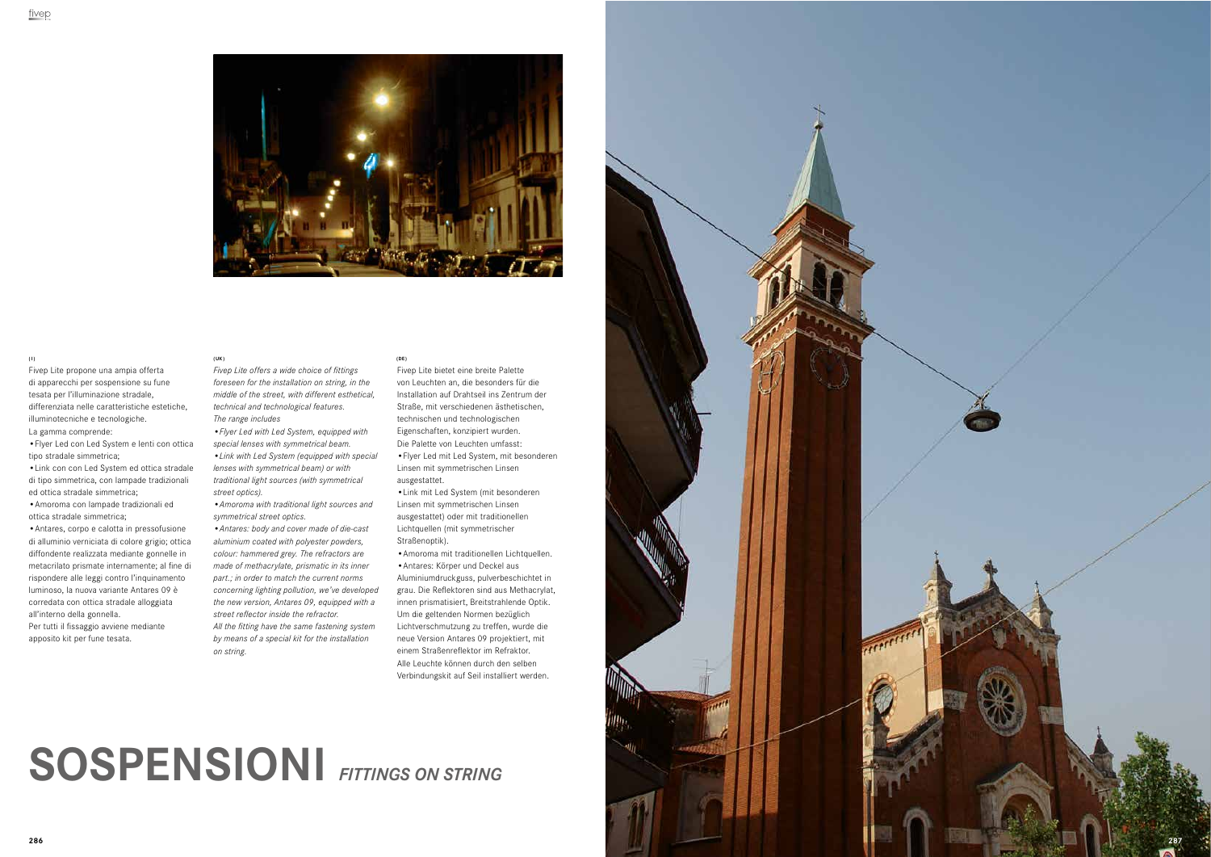# SOSPENSIONI *FITTINGS ON STRING*

(I)

Fivep Lite propone una ampia offerta di apparecchi per sospensione su fune tesata per l'illuminazione stradale, differenziata nelle caratteristiche estetiche, illuminotecniche e tecnologiche.
La gamma comprende:

- Flyer Led con Led System e lenti con ottica tipo stradale simmetrica;
- Link con con Led System ed ottica stradale di tipo simmetrica, con lampade tradizionali ed ottica stradale simmetrica;
- Amoroma con lampade tradizionali ed ottica stradale simmetrica;
- Antares, corpo e calotta in pressofusione di alluminio verniciata di colore grigio; ottica diffondente realizzata mediante gonnelle in metacrilato prismate internamente; al fine di rispondere alle leggi contro l'inquinamento luminoso, la nuova variante Antares 09 è corredata con ottica stradale alloggiata all'interno della gonnella.

Per tutti il fissaggio avviene mediante apposito kit per fune tesata.

(UK)

*Fivep Lite offers a wide choice of fittings foreseen for the installation on string, in the middle of the street, with different esthetical, technical and technological features.*
*The range includes*

- *Flyer Led with Led System, equipped with special lenses with symmetrical beam.*
- *Link with Led System (equipped with special lenses with symmetrical beam) or with traditional light sources (with symmetrical street optics).*
- *Amoroma with traditional light sources and symmetrical street optics.*
- *Antares: body and cover made of die-cast aluminium coated with polyester powders, colour: hammered grey. The refractors are made of methacrylate, prismatic in its inner part.; in order to match the current norms concerning lighting pollution, we've developed the new version, Antares 09, equipped with a street reflector inside the refractor.*

*All the fitting have the same fastening system by means of a special kit for the installation on string.*

(DE)

Fivep Lite bietet eine breite Palette von Leuchten an, die besonders für die Installation auf Drahtseil ins Zentrum der Straße, mit verschiedenen ästhetischen, technischen und technologischen Eigenschaften, konzipiert wurden.
Die Palette von Leuchten umfasst:

- Flyer Led mit Led System, mit besonderen Linsen mit symmetrischen Linsen ausgestattet.
- Link mit Led System (mit besonderen Linsen mit symmetrischen Linsen ausgestattet) oder mit traditionellen Lichtquellen (mit symmetrischer Straßenoptik).
- Amoroma mit traditionellen Lichtquellen.
- Antares: Körper und Deckel aus Aluminiumdruckguss, pulverbeschichtet in grau. Die Reflektoren sind aus Methacrylat, innen prismatisiert, Breitstrahlende Optik. Um die geltenden Normen bezüglich Lichtverschmutzung zu treffen, wurde die neue Version Antares 09 projektiert, mit einem Straßenreflektor im Refraktor.

Alle Leuchte können durch den selben Verbindungskit auf Seil installiert werden.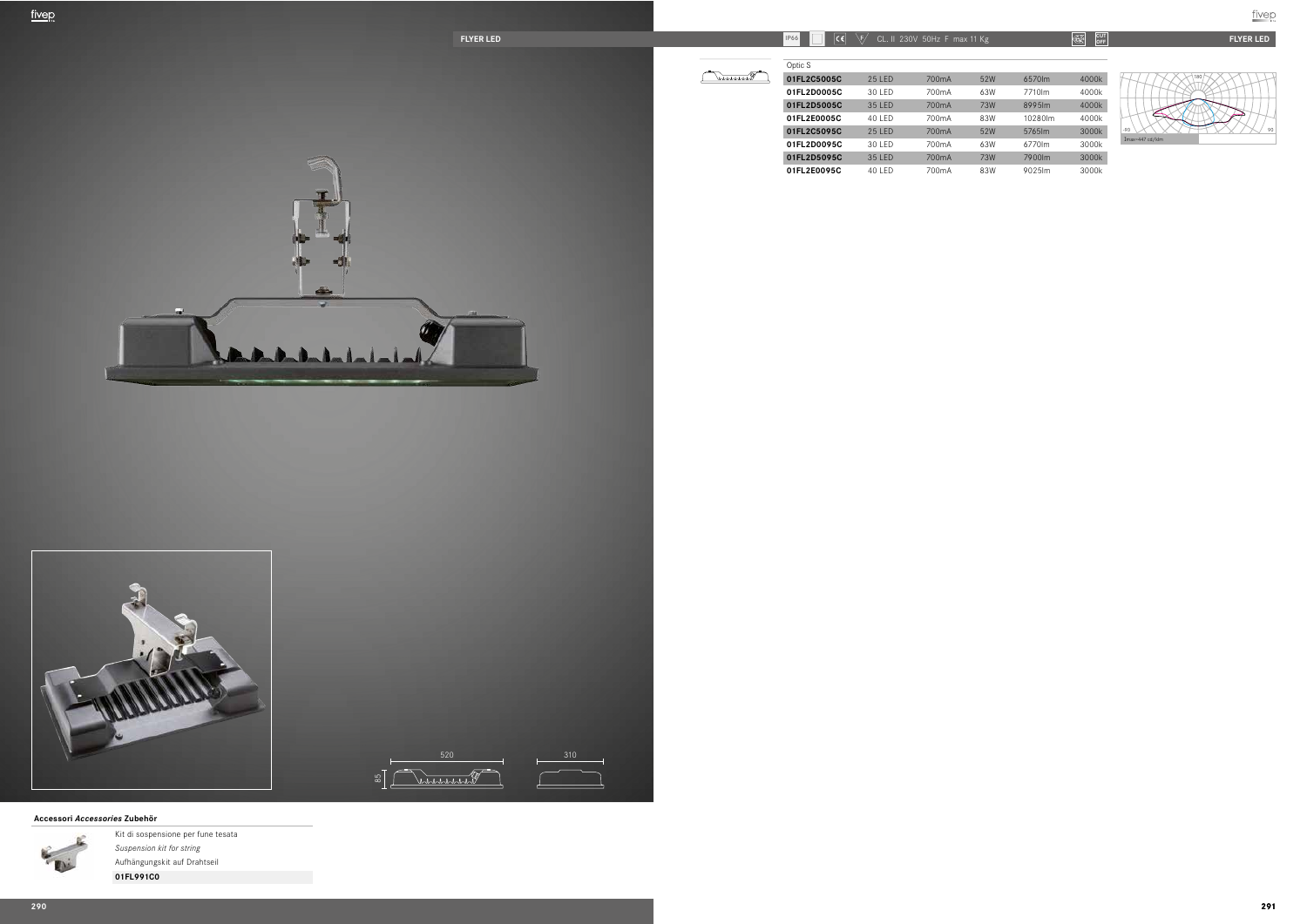## FLYER LED

IP66 CL. II 230V 50Hz F max 11 Kg

| Optic S | | | | | |
|---|---|---|---|---|---|
| **01FL2C5005C** | 25 LED | 700mA | 52W | 6570lm | 4000k |
| **01FL2D0005C** | 30 LED | 700mA | 63W | 7710lm | 4000k |
| **01FL2D5005C** | 35 LED | 700mA | 73W | 8995lm | 4000k |
| **01FL2E0005C** | 40 LED | 700mA | 83W | 10280lm | 4000k |
| **01FL2C5095C** | 25 LED | 700mA | 52W | 5765lm | 3000k |
| **01FL2D0095C** | 30 LED | 700mA | 63W | 6770lm | 3000k |
| **01FL2D5095C** | 35 LED | 700mA | 73W | 7900lm | 3000k |
| **01FL2E0095C** | 40 LED | 700mA | 83W | 9025lm | 3000k |

180
-90
90
Imax=447 cd/klm

520
310
85

**Accessori** ***Accessories*** **Zubehör**

Kit di sospensione per fune tesata

*Suspension kit for string*

Aufhängungskit auf Drahtseil

**01FL991C0**